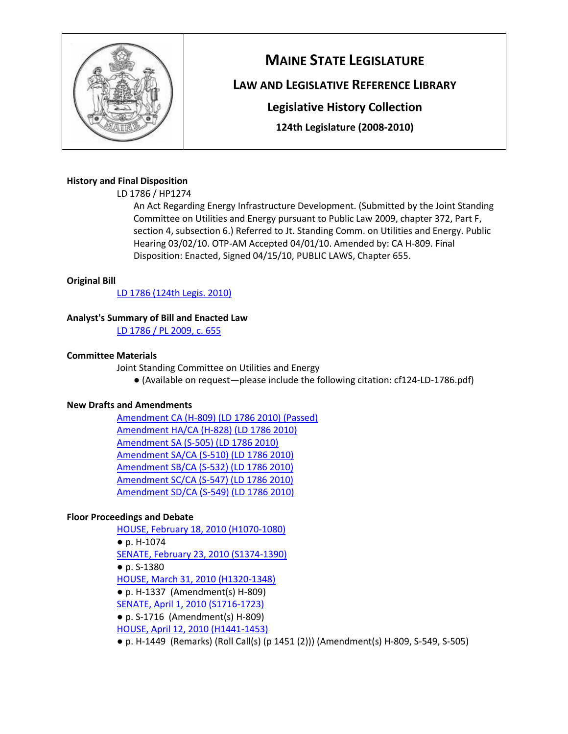# MAINE STATE LEGISLATURE

## LAW AND LEGISLATIVE REFERENCE LIBRARY

### Legislative History Collection

**124th Legislature (2008-2010)**

**History and Final Disposition**

LD 1786 / HP1274

An Act Regarding Energy Infrastructure Development. (Submitted by the Joint Standing Committee on Utilities and Energy pursuant to Public Law 2009, chapter 372, Part F, section 4, subsection 6.) Referred to Jt. Standing Comm. on Utilities and Energy. Public Hearing 03/02/10. OTP-AM Accepted 04/01/10. Amended by: CA H-809. Final Disposition: Enacted, Signed 04/15/10, PUBLIC LAWS, Chapter 655.

**Original Bill**

LD 1786 (124th Legis. 2010)

**Analyst's Summary of Bill and Enacted Law**

LD 1786 / PL 2009, c. 655

**Committee Materials**

Joint Standing Committee on Utilities and Energy

- (Available on request—please include the following citation: cf124-LD-1786.pdf)

**New Drafts and Amendments**

Amendment CA (H-809) (LD 1786 2010) (Passed)
Amendment HA/CA (H-828) (LD 1786 2010)
Amendment SA (S-505) (LD 1786 2010)
Amendment SA/CA (S-510) (LD 1786 2010)
Amendment SB/CA (S-532) (LD 1786 2010)
Amendment SC/CA (S-547) (LD 1786 2010)
Amendment SD/CA (S-549) (LD 1786 2010)

**Floor Proceedings and Debate**

HOUSE, February 18, 2010 (H1070-1080)
- p. H-1074

SENATE, February 23, 2010 (S1374-1390)
- p. S-1380

HOUSE, March 31, 2010 (H1320-1348)
- p. H-1337 (Amendment(s) H-809)

SENATE, April 1, 2010 (S1716-1723)
- p. S-1716 (Amendment(s) H-809)

HOUSE, April 12, 2010 (H1441-1453)
- p. H-1449 (Remarks) (Roll Call(s) (p 1451 (2))) (Amendment(s) H-809, S-549, S-505)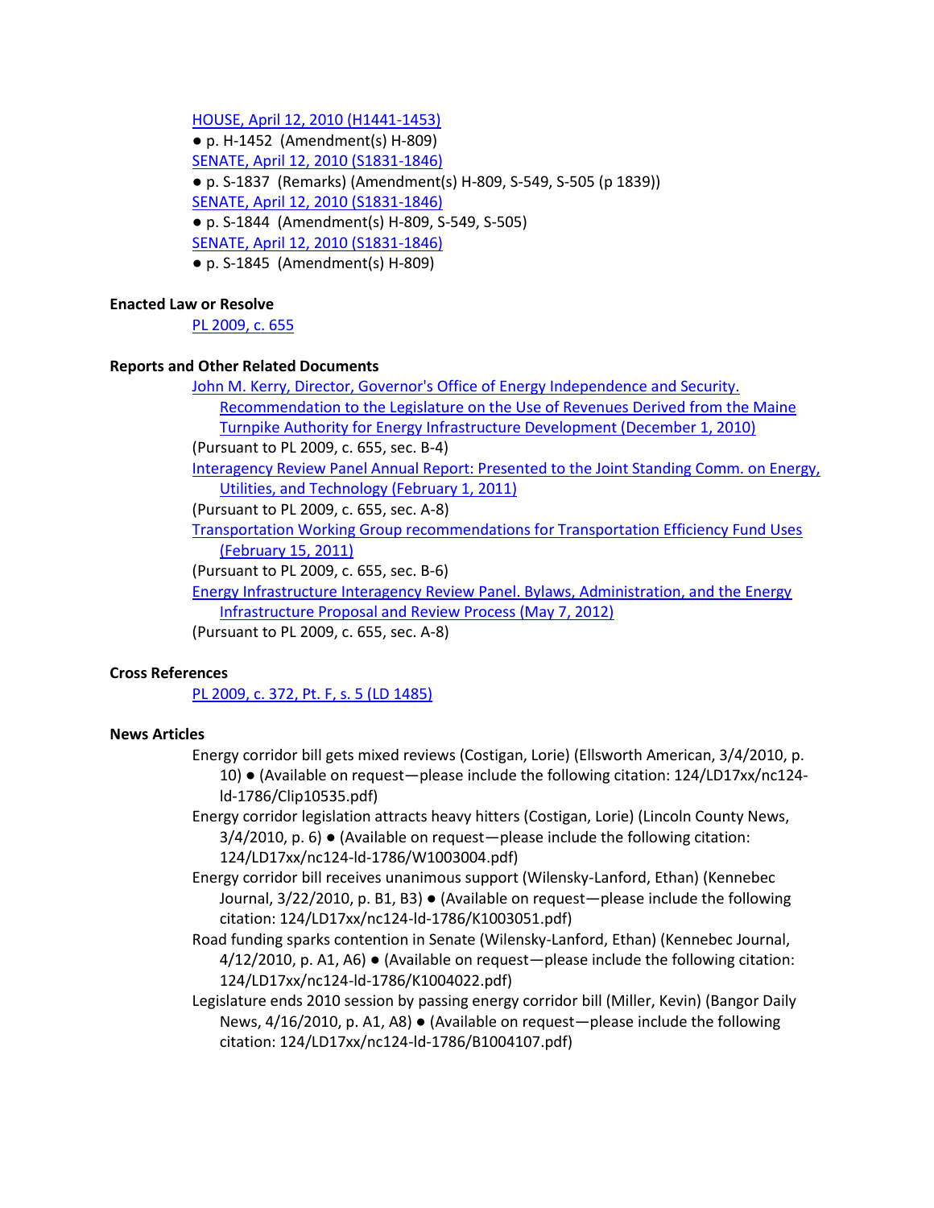[HOUSE, April 12, 2010 (H1441-1453)](#)
- p. H-1452 (Amendment(s) H-809)

[SENATE, April 12, 2010 (S1831-1846)](#)
- p. S-1837 (Remarks) (Amendment(s) H-809, S-549, S-505 (p 1839))

[SENATE, April 12, 2010 (S1831-1846)](#)
- p. S-1844 (Amendment(s) H-809, S-549, S-505)

[SENATE, April 12, 2010 (S1831-1846)](#)
- p. S-1845 (Amendment(s) H-809)

**Enacted Law or Resolve**

[PL 2009, c. 655](#)

**Reports and Other Related Documents**

[John M. Kerry, Director, Governor's Office of Energy Independence and Security. Recommendation to the Legislature on the Use of Revenues Derived from the Maine Turnpike Authority for Energy Infrastructure Development (December 1, 2010)](#)
(Pursuant to PL 2009, c. 655, sec. B-4)

[Interagency Review Panel Annual Report: Presented to the Joint Standing Comm. on Energy, Utilities, and Technology (February 1, 2011)](#)
(Pursuant to PL 2009, c. 655, sec. A-8)

[Transportation Working Group recommendations for Transportation Efficiency Fund Uses (February 15, 2011)](#)
(Pursuant to PL 2009, c. 655, sec. B-6)

[Energy Infrastructure Interagency Review Panel. Bylaws, Administration, and the Energy Infrastructure Proposal and Review Process (May 7, 2012)](#)
(Pursuant to PL 2009, c. 655, sec. A-8)

**Cross References**

[PL 2009, c. 372, Pt. F, s. 5 (LD 1485)](#)

**News Articles**

Energy corridor bill gets mixed reviews (Costigan, Lorie) (Ellsworth American, 3/4/2010, p. 10) ● (Available on request—please include the following citation: 124/LD17xx/nc124-ld-1786/Clip10535.pdf)

Energy corridor legislation attracts heavy hitters (Costigan, Lorie) (Lincoln County News, 3/4/2010, p. 6) ● (Available on request—please include the following citation: 124/LD17xx/nc124-ld-1786/W1003004.pdf)

Energy corridor bill receives unanimous support (Wilensky-Lanford, Ethan) (Kennebec Journal, 3/22/2010, p. B1, B3) ● (Available on request—please include the following citation: 124/LD17xx/nc124-ld-1786/K1003051.pdf)

Road funding sparks contention in Senate (Wilensky-Lanford, Ethan) (Kennebec Journal, 4/12/2010, p. A1, A6) ● (Available on request—please include the following citation: 124/LD17xx/nc124-ld-1786/K1004022.pdf)

Legislature ends 2010 session by passing energy corridor bill (Miller, Kevin) (Bangor Daily News, 4/16/2010, p. A1, A8) ● (Available on request—please include the following citation: 124/LD17xx/nc124-ld-1786/B1004107.pdf)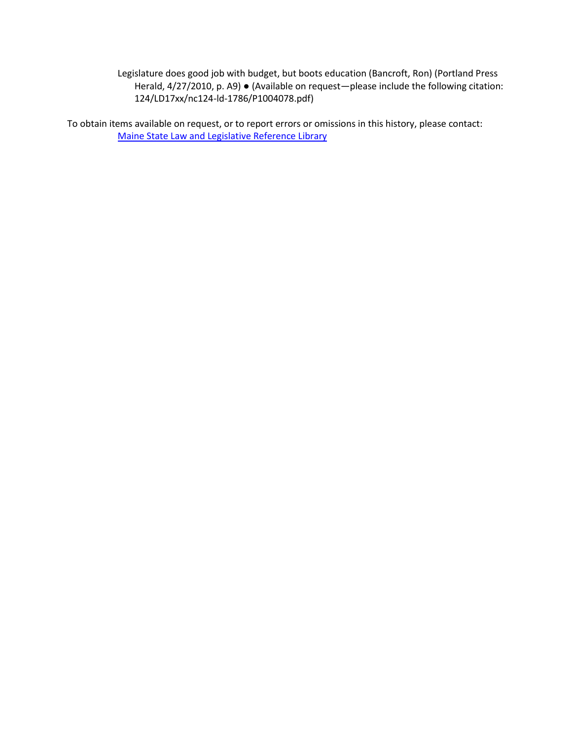Legislature does good job with budget, but boots education (Bancroft, Ron) (Portland Press Herald, 4/27/2010, p. A9) ● (Available on request—please include the following citation: 124/LD17xx/nc124-ld-1786/P1004078.pdf)

To obtain items available on request, or to report errors or omissions in this history, please contact:
[Maine State Law and Legislative Reference Library]